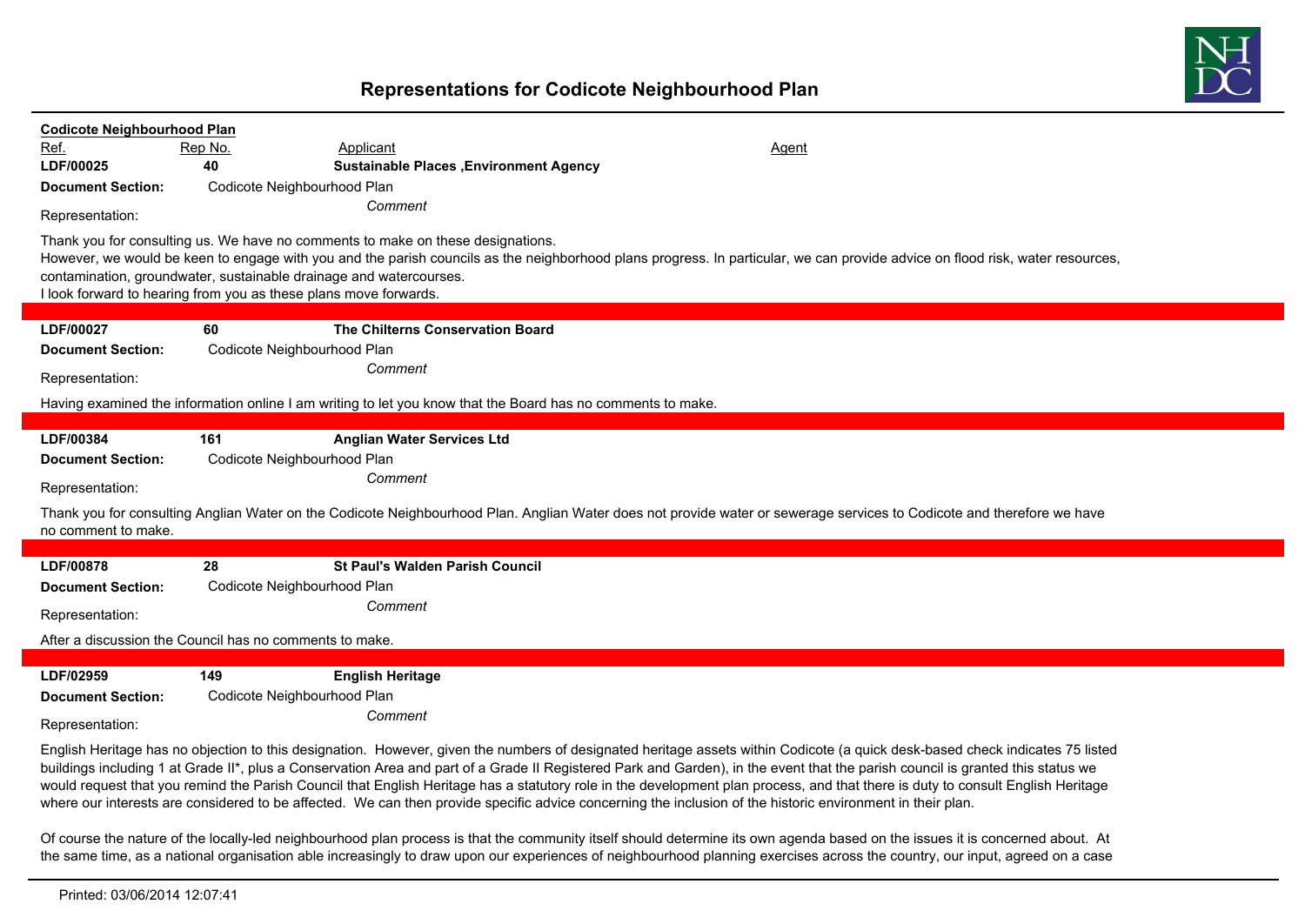# Representations for Codicote Neighbourhood Plan

**Codicote Neighbourhood Plan**

| Ref. | Rep No. | Applicant | Agent |
|---|---|---|---|
| **LDF/00025** | **40** | **Sustainable Places ,Environment Agency** | |

**Document Section:** Codicote Neighbourhood Plan

Representation: *Comment*

Thank you for consulting us. We have no comments to make on these designations.
However, we would be keen to engage with you and the parish councils as the neighborhood plans progress. In particular, we can provide advice on flood risk, water resources, contamination, groundwater, sustainable drainage and watercourses.
I look forward to hearing from you as these plans move forwards.

---

| | | |
|---|---|---|
| **LDF/00027** | **60** | **The Chilterns Conservation Board** |

**Document Section:** Codicote Neighbourhood Plan

Representation: *Comment*

Having examined the information online I am writing to let you know that the Board has no comments to make.

---

| | | |
|---|---|---|
| **LDF/00384** | **161** | **Anglian Water Services Ltd** |

**Document Section:** Codicote Neighbourhood Plan

Representation: *Comment*

Thank you for consulting Anglian Water on the Codicote Neighbourhood Plan. Anglian Water does not provide water or sewerage services to Codicote and therefore we have no comment to make.

---

| | | |
|---|---|---|
| **LDF/00878** | **28** | **St Paul's Walden Parish Council** |

**Document Section:** Codicote Neighbourhood Plan

Representation: *Comment*

After a discussion the Council has no comments to make.

---

| | | |
|---|---|---|
| **LDF/02959** | **149** | **English Heritage** |

**Document Section:** Codicote Neighbourhood Plan

Representation: *Comment*

English Heritage has no objection to this designation. However, given the numbers of designated heritage assets within Codicote (a quick desk-based check indicates 75 listed buildings including 1 at Grade II*, plus a Conservation Area and part of a Grade II Registered Park and Garden), in the event that the parish council is granted this status we would request that you remind the Parish Council that English Heritage has a statutory role in the development plan process, and that there is duty to consult English Heritage where our interests are considered to be affected. We can then provide specific advice concerning the inclusion of the historic environment in their plan.

Of course the nature of the locally-led neighbourhood plan process is that the community itself should determine its own agenda based on the issues it is concerned about. At the same time, as a national organisation able increasingly to draw upon our experiences of neighbourhood planning exercises across the country, our input, agreed on a case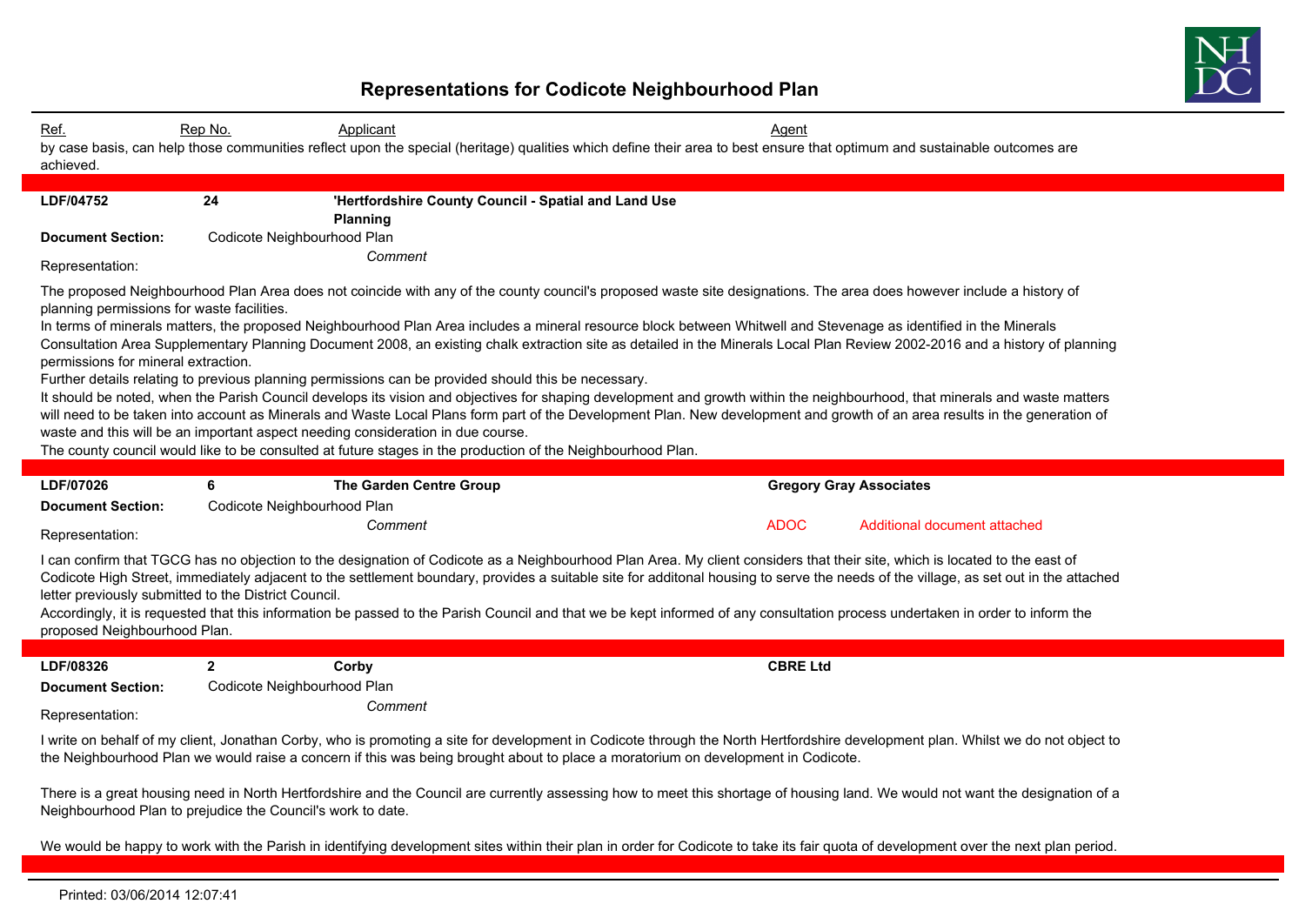# Representations for Codicote Neighbourhood Plan

| Ref. | Rep No. | Applicant | Agent |
|---|---|---|---|

by case basis, can help those communities reflect upon the special (heritage) qualities which define their area to best ensure that optimum and sustainable outcomes are achieved.

---

| **LDF/04752** | **24** | **'Hertfordshire County Council - Spatial and Land Use Planning** | |
|---|---|---|---|

**Document Section:** Codicote Neighbourhood Plan

Representation: *Comment*

The proposed Neighbourhood Plan Area does not coincide with any of the county council's proposed waste site designations. The area does however include a history of planning permissions for waste facilities.
In terms of minerals matters, the proposed Neighbourhood Plan Area includes a mineral resource block between Whitwell and Stevenage as identified in the Minerals Consultation Area Supplementary Planning Document 2008, an existing chalk extraction site as detailed in the Minerals Local Plan Review 2002-2016 and a history of planning permissions for mineral extraction.
Further details relating to previous planning permissions can be provided should this be necessary.
It should be noted, when the Parish Council develops its vision and objectives for shaping development and growth within the neighbourhood, that minerals and waste matters will need to be taken into account as Minerals and Waste Local Plans form part of the Development Plan. New development and growth of an area results in the generation of waste and this will be an important aspect needing consideration in due course.
The county council would like to be consulted at future stages in the production of the Neighbourhood Plan.

---

| **LDF/07026** | **6** | **The Garden Centre Group** | **Gregory Gray Associates** |
|---|---|---|---|

**Document Section:** Codicote Neighbourhood Plan

Representation: *Comment* — ADOC Additional document attached

I can confirm that TGCG has no objection to the designation of Codicote as a Neighbourhood Plan Area. My client considers that their site, which is located to the east of Codicote High Street, immediately adjacent to the settlement boundary, provides a suitable site for additonal housing to serve the needs of the village, as set out in the attached letter previously submitted to the District Council.
Accordingly, it is requested that this information be passed to the Parish Council and that we be kept informed of any consultation process undertaken in order to inform the proposed Neighbourhood Plan.

---

| **LDF/08326** | **2** | **Corby** | **CBRE Ltd** |
|---|---|---|---|

**Document Section:** Codicote Neighbourhood Plan

Representation: *Comment*

I write on behalf of my client, Jonathan Corby, who is promoting a site for development in Codicote through the North Hertfordshire development plan. Whilst we do not object to the Neighbourhood Plan we would raise a concern if this was being brought about to place a moratorium on development in Codicote.

There is a great housing need in North Hertfordshire and the Council are currently assessing how to meet this shortage of housing land. We would not want the designation of a Neighbourhood Plan to prejudice the Council's work to date.

We would be happy to work with the Parish in identifying development sites within their plan in order for Codicote to take its fair quota of development over the next plan period.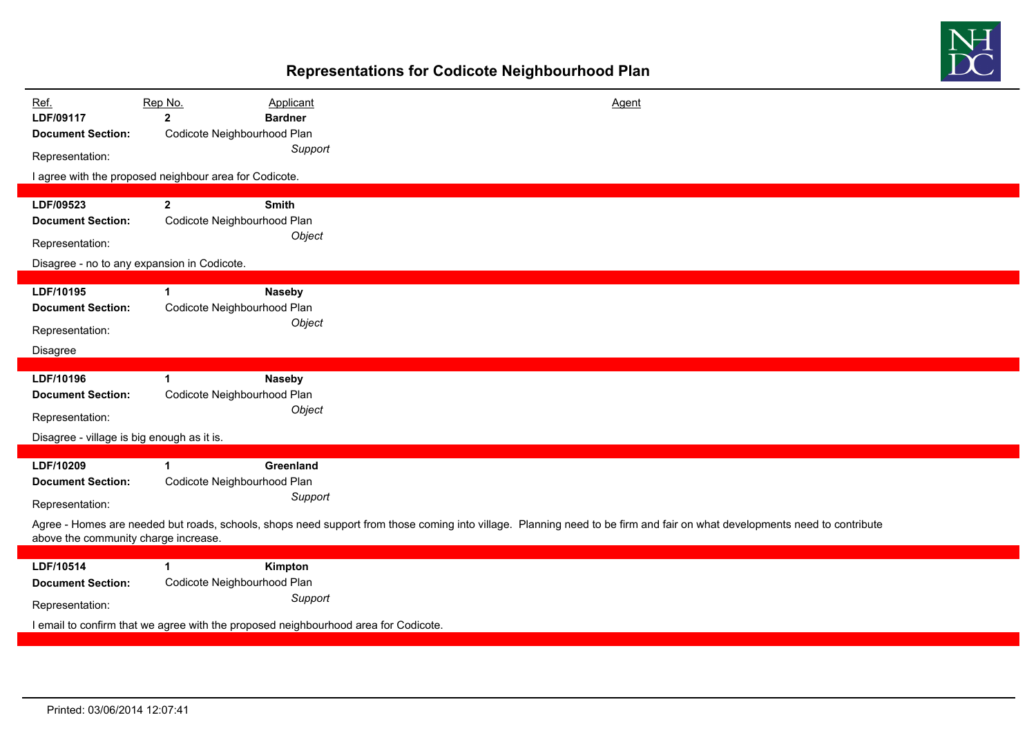# Representations for Codicote Neighbourhood Plan

| Ref. | Rep No. | Applicant | Agent |
| --- | --- | --- | --- |
| **LDF/09117** | **2** | **Bardner** | |

**Document Section:** Codicote Neighbourhood Plan

Representation: *Support*

I agree with the proposed neighbour area for Codicote.

---

| Ref. | Rep No. | Applicant | Agent |
| --- | --- | --- | --- |
| **LDF/09523** | **2** | **Smith** | |

**Document Section:** Codicote Neighbourhood Plan

Representation: *Object*

Disagree - no to any expansion in Codicote.

---

| Ref. | Rep No. | Applicant | Agent |
| --- | --- | --- | --- |
| **LDF/10195** | **1** | **Naseby** | |

**Document Section:** Codicote Neighbourhood Plan

Representation: *Object*

Disagree

---

| Ref. | Rep No. | Applicant | Agent |
| --- | --- | --- | --- |
| **LDF/10196** | **1** | **Naseby** | |

**Document Section:** Codicote Neighbourhood Plan

Representation: *Object*

Disagree - village is big enough as it is.

---

| Ref. | Rep No. | Applicant | Agent |
| --- | --- | --- | --- |
| **LDF/10209** | **1** | **Greenland** | |

**Document Section:** Codicote Neighbourhood Plan

Representation: *Support*

Agree - Homes are needed but roads, schools, shops need support from those coming into village. Planning need to be firm and fair on what developments need to contribute above the community charge increase.

---

| Ref. | Rep No. | Applicant | Agent |
| --- | --- | --- | --- |
| **LDF/10514** | **1** | **Kimpton** | |

**Document Section:** Codicote Neighbourhood Plan

Representation: *Support*

I email to confirm that we agree with the proposed neighbourhood area for Codicote.

---

Printed: 03/06/2014 12:07:41